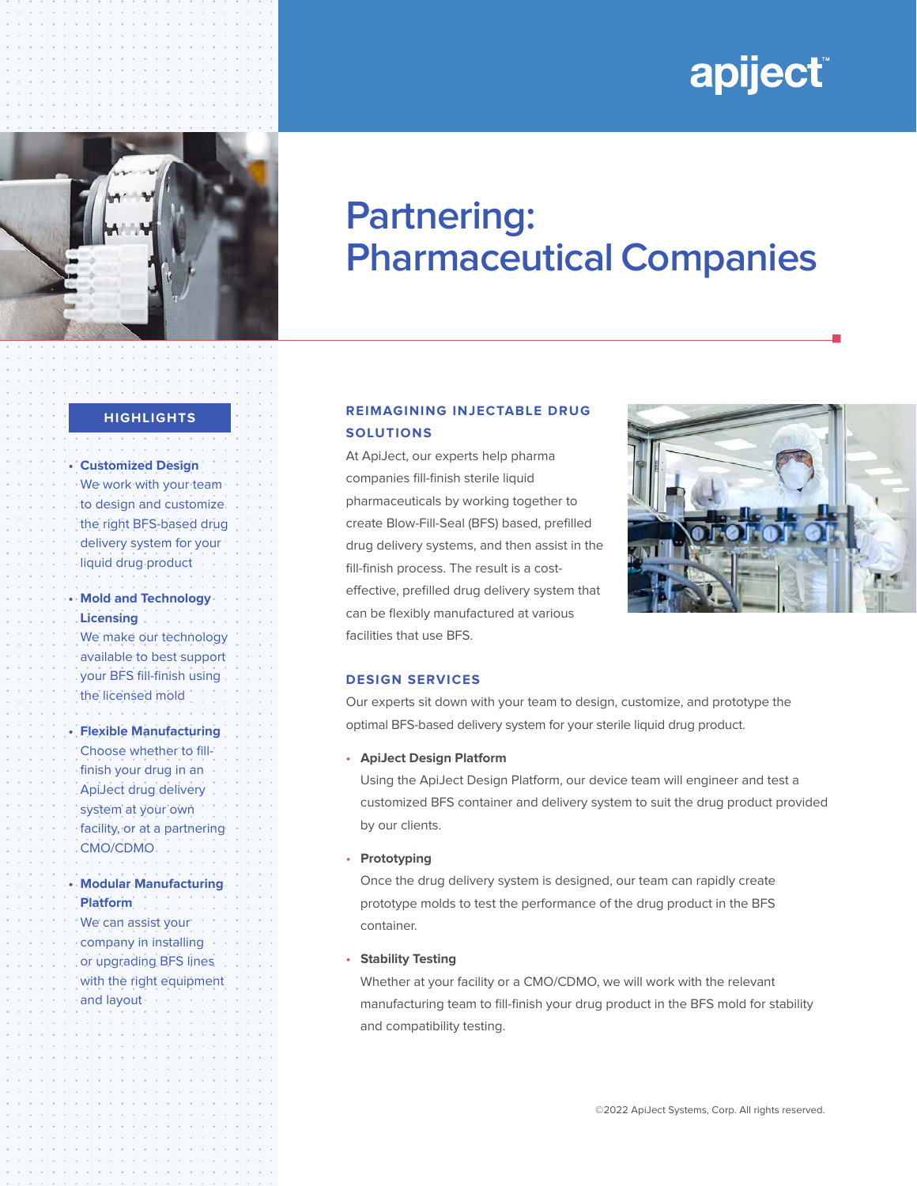apiject™

# Partnering: Pharmaceutical Companies

## HIGHLIGHTS

- **Customized Design**
  We work with your team to design and customize the right BFS-based drug delivery system for your liquid drug product
- **Mold and Technology Licensing**
  We make our technology available to best support your BFS fill-finish using the licensed mold
- **Flexible Manufacturing**
  Choose whether to fill-finish your drug in an ApiJect drug delivery system at your own facility, or at a partnering CMO/CDMO
- **Modular Manufacturing Platform**
  We can assist your company in installing or upgrading BFS lines with the right equipment and layout

## REIMAGINING INJECTABLE DRUG SOLUTIONS

At ApiJect, our experts help pharma companies fill-finish sterile liquid pharmaceuticals by working together to create Blow-Fill-Seal (BFS) based, prefilled drug delivery systems, and then assist in the fill-finish process. The result is a cost-effective, prefilled drug delivery system that can be flexibly manufactured at various facilities that use BFS.

## DESIGN SERVICES

Our experts sit down with your team to design, customize, and prototype the optimal BFS-based delivery system for your sterile liquid drug product.

- **ApiJect Design Platform**
  Using the ApiJect Design Platform, our device team will engineer and test a customized BFS container and delivery system to suit the drug product provided by our clients.
- **Prototyping**
  Once the drug delivery system is designed, our team can rapidly create prototype molds to test the performance of the drug product in the BFS container.
- **Stability Testing**
  Whether at your facility or a CMO/CDMO, we will work with the relevant manufacturing team to fill-finish your drug product in the BFS mold for stability and compatibility testing.

©2022 ApiJect Systems, Corp. All rights reserved.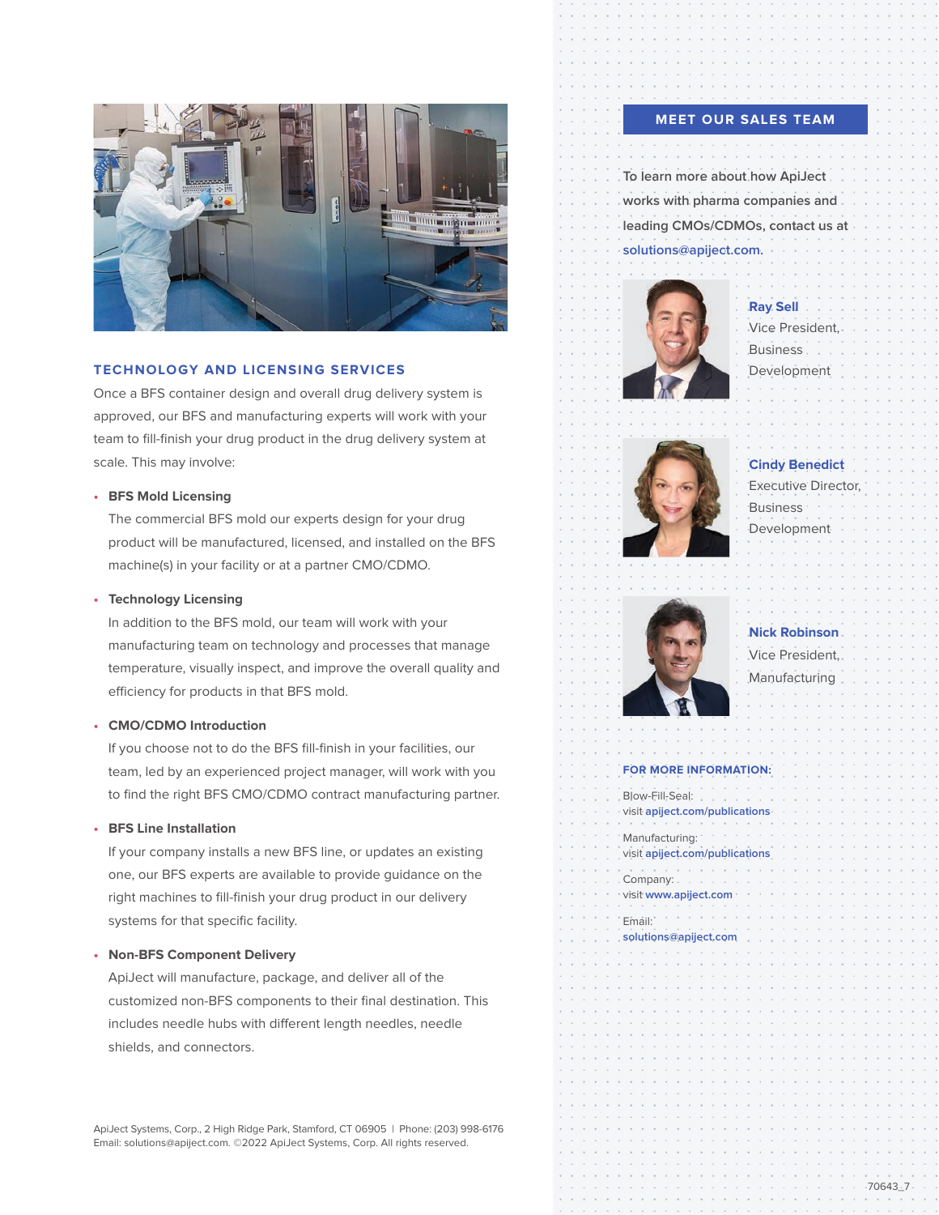## TECHNOLOGY AND LICENSING SERVICES

Once a BFS container design and overall drug delivery system is approved, our BFS and manufacturing experts will work with your team to fill-finish your drug product in the drug delivery system at scale. This may involve:

- **BFS Mold Licensing**
  The commercial BFS mold our experts design for your drug product will be manufactured, licensed, and installed on the BFS machine(s) in your facility or at a partner CMO/CDMO.

- **Technology Licensing**
  In addition to the BFS mold, our team will work with your manufacturing team on technology and processes that manage temperature, visually inspect, and improve the overall quality and efficiency for products in that BFS mold.

- **CMO/CDMO Introduction**
  If you choose not to do the BFS fill-finish in your facilities, our team, led by an experienced project manager, will work with you to find the right BFS CMO/CDMO contract manufacturing partner.

- **BFS Line Installation**
  If your company installs a new BFS line, or updates an existing one, our BFS experts are available to provide guidance on the right machines to fill-finish your drug product in our delivery systems for that specific facility.

- **Non-BFS Component Delivery**
  ApiJect will manufacture, package, and deliver all of the customized non-BFS components to their final destination. This includes needle hubs with different length needles, needle shields, and connectors.

ApiJect Systems, Corp., 2 High Ridge Park, Stamford, CT 06905 | Phone: (203) 998-6176
Email: solutions@apiject.com. ©2022 ApiJect Systems, Corp. All rights reserved.

## MEET OUR SALES TEAM

To learn more about how ApiJect works with pharma companies and leading CMOs/CDMOs, contact us at solutions@apiject.com.

**Ray Sell**
Vice President, Business Development

**Cindy Benedict**
Executive Director, Business Development

**Nick Robinson**
Vice President, Manufacturing

### FOR MORE INFORMATION:

Blow-Fill-Seal:
visit apiject.com/publications

Manufacturing:
visit apiject.com/publications

Company:
visit www.apiject.com

Email:
solutions@apiject.com

70643_7